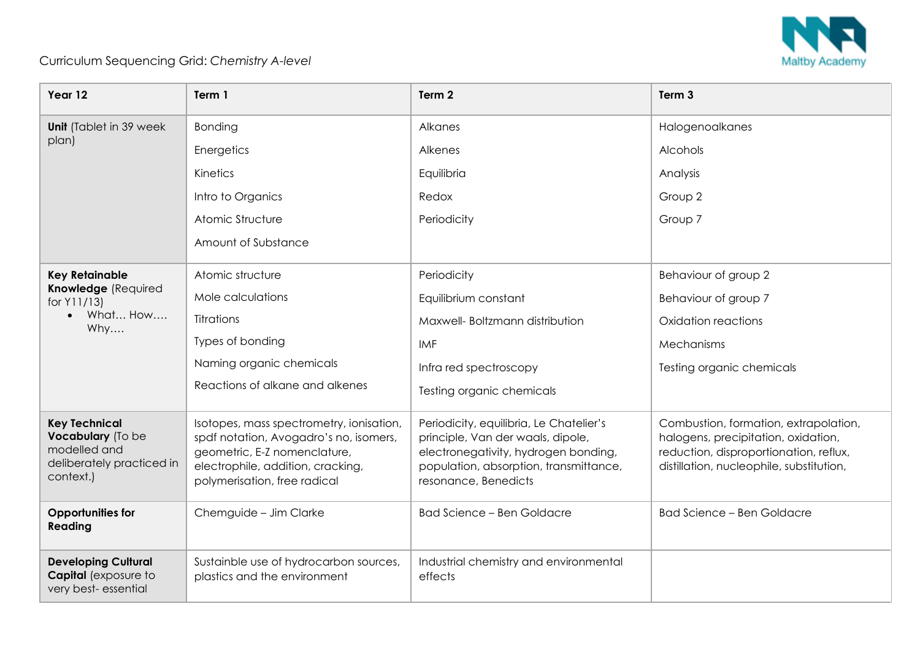Curriculum Sequencing Grid: *Chemistry A-level*

| Year 12 | Term 1 | Term 2 | Term 3 |
| --- | --- | --- | --- |
| **Unit** (Tablet in 39 week plan) | Bonding<br>Energetics<br>Kinetics<br>Intro to Organics<br>Atomic Structure<br>Amount of Substance | Alkanes<br>Alkenes<br>Equilibria<br>Redox<br>Periodicity | Halogenoalkanes<br>Alcohols<br>Analysis<br>Group 2<br>Group 7 |
| **Key Retainable Knowledge** (Required for Y11/13)<br>• What… How…. Why…. | Atomic structure<br>Mole calculations<br>Titrations<br>Types of bonding<br>Naming organic chemicals<br>Reactions of alkane and alkenes | Periodicity<br>Equilibrium constant<br>Maxwell- Boltzmann distribution<br>IMF<br>Infra red spectroscopy<br>Testing organic chemicals | Behaviour of group 2<br>Behaviour of group 7<br>Oxidation reactions<br>Mechanisms<br>Testing organic chemicals |
| **Key Technical Vocabulary** (To be modelled and deliberately practiced in context.) | Isotopes, mass spectrometry, ionisation, spdf notation, Avogadro's no, isomers, geometric, E-Z nomenclature, electrophile, addition, cracking, polymerisation, free radical | Periodicity, equilibria, Le Chatelier's principle, Van der waals, dipole, electronegativity, hydrogen bonding, population, absorption, transmittance, resonance, Benedicts | Combustion, formation, extrapolation, halogens, precipitation, oxidation, reduction, disproportionation, reflux, distillation, nucleophile, substitution, |
| **Opportunities for Reading** | Chemguide – Jim Clarke | Bad Science – Ben Goldacre | Bad Science – Ben Goldacre |
| **Developing Cultural Capital** (exposure to very best- essential | Sustainble use of hydrocarbon sources, plastics and the environment | Industrial chemistry and environmental effects | |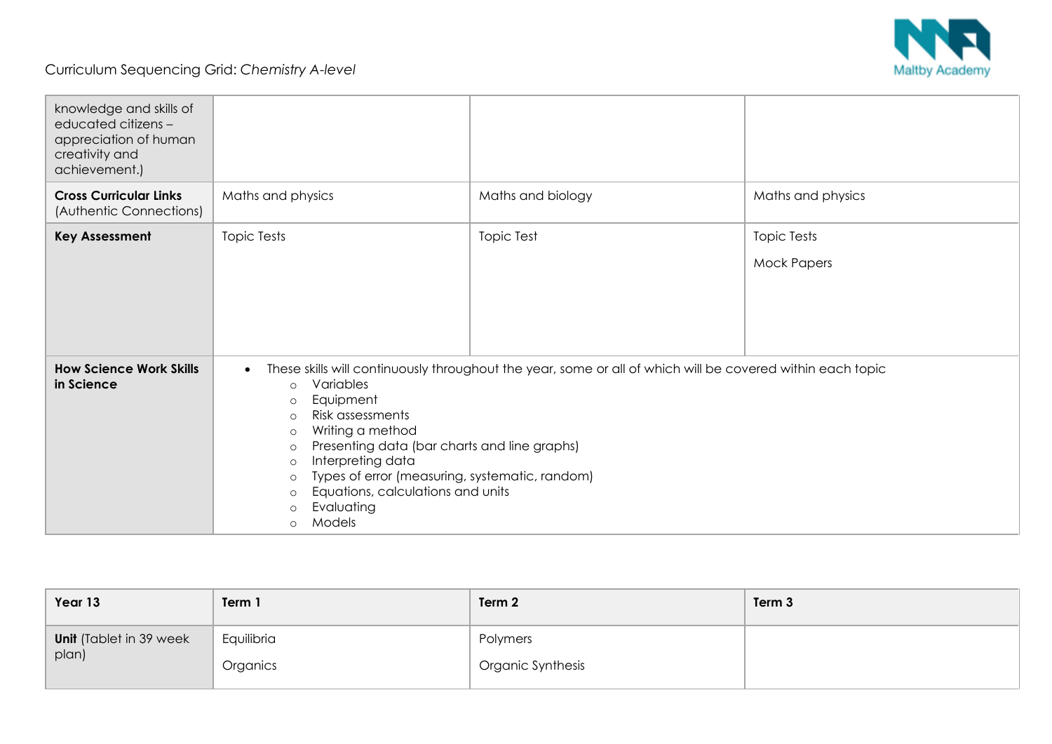Curriculum Sequencing Grid: *Chemistry A-level*

| | | | |
|---|---|---|---|
| knowledge and skills of educated citizens – appreciation of human creativity and achievement.) | | | |
| **Cross Curricular Links** (Authentic Connections) | Maths and physics | Maths and biology | Maths and physics |
| **Key Assessment** | Topic Tests | Topic Test | Topic Tests<br><br>Mock Papers |
| **How Science Work Skills in Science** | • These skills will continuously throughout the year, some or all of which will be covered within each topic<br>○ Variables<br>○ Equipment<br>○ Risk assessments<br>○ Writing a method<br>○ Presenting data (bar charts and line graphs)<br>○ Interpreting data<br>○ Types of error (measuring, systematic, random)<br>○ Equations, calculations and units<br>○ Evaluating<br>○ Models | | |

| **Year 13** | **Term 1** | **Term 2** | **Term 3** |
|---|---|---|---|
| **Unit** (Tablet in 39 week plan) | Equilibria<br><br>Organics | Polymers<br><br>Organic Synthesis | |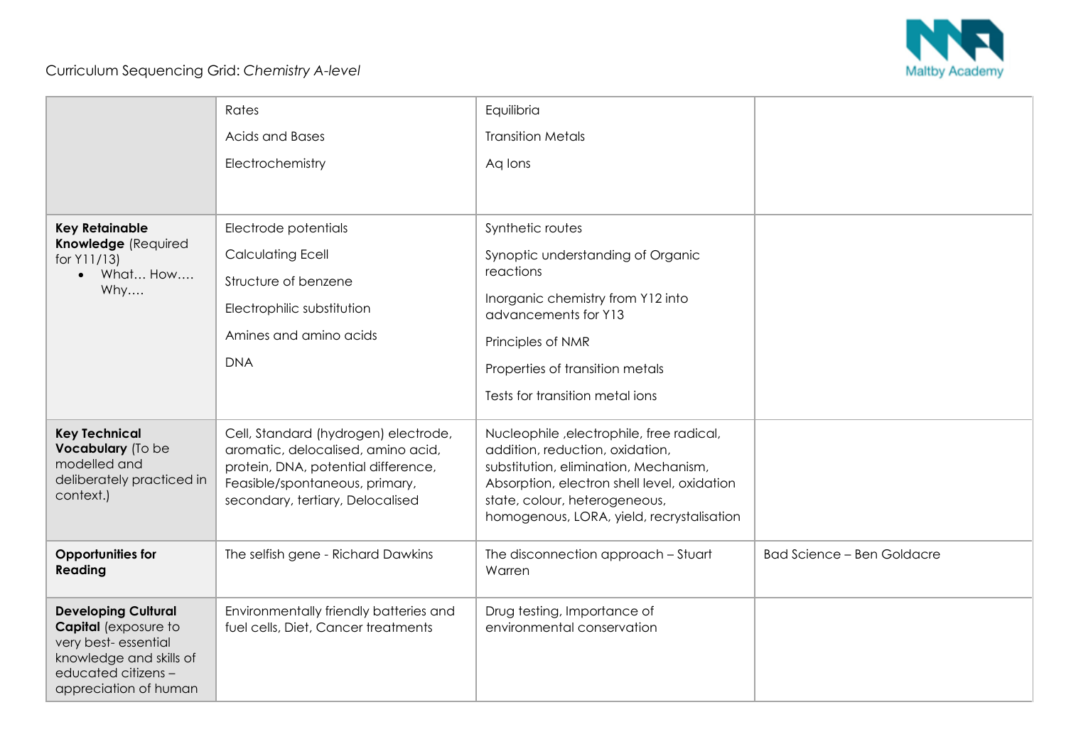Curriculum Sequencing Grid: *Chemistry A-level*

| | | | |
|---|---|---|---|
| | Rates<br>Acids and Bases<br>Electrochemistry | Equilibria<br>Transition Metals<br>Aq Ions | |
| **Key Retainable Knowledge** (Required for Y11/13)<br>• What… How…. Why…. | Electrode potentials<br>Calculating Ecell<br>Structure of benzene<br>Electrophilic substitution<br>Amines and amino acids<br>DNA | Synthetic routes<br>Synoptic understanding of Organic reactions<br>Inorganic chemistry from Y12 into advancements for Y13<br>Principles of NMR<br>Properties of transition metals<br>Tests for transition metal ions | |
| **Key Technical Vocabulary** (To be modelled and deliberately practiced in context.) | Cell, Standard (hydrogen) electrode, aromatic, delocalised, amino acid, protein, DNA, potential difference, Feasible/spontaneous, primary, secondary, tertiary, Delocalised | Nucleophile ,electrophile, free radical, addition, reduction, oxidation, substitution, elimination, Mechanism, Absorption, electron shell level, oxidation state, colour, heterogeneous, homogenous, LORA, yield, recrystalisation | |
| **Opportunities for Reading** | The selfish gene - Richard Dawkins | The disconnection approach – Stuart Warren | Bad Science – Ben Goldacre |
| **Developing Cultural Capital** (exposure to very best- essential knowledge and skills of educated citizens – appreciation of human | Environmentally friendly batteries and fuel cells, Diet, Cancer treatments | Drug testing, Importance of environmental conservation | |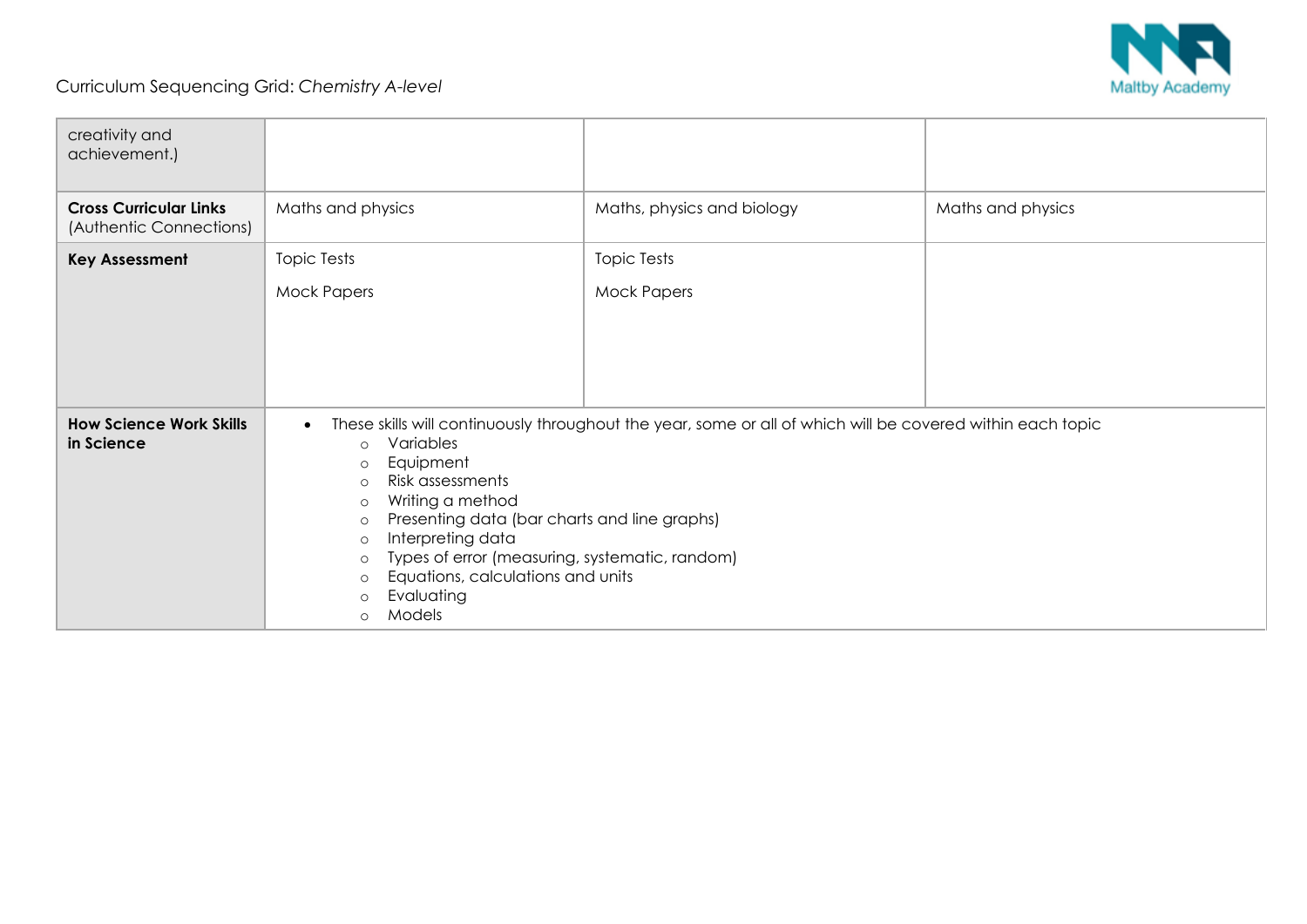Curriculum Sequencing Grid: *Chemistry A-level*

| | | | |
|---|---|---|---|
| creativity and achievement.) | | | |
| **Cross Curricular Links** (Authentic Connections) | Maths and physics | Maths, physics and biology | Maths and physics |
| **Key Assessment** | Topic Tests<br><br>Mock Papers | Topic Tests<br><br>Mock Papers | |
| **How Science Work Skills in Science** | • These skills will continuously throughout the year, some or all of which will be covered within each topic<br>○ Variables<br>○ Equipment<br>○ Risk assessments<br>○ Writing a method<br>○ Presenting data (bar charts and line graphs)<br>○ Interpreting data<br>○ Types of error (measuring, systematic, random)<br>○ Equations, calculations and units<br>○ Evaluating<br>○ Models | | |